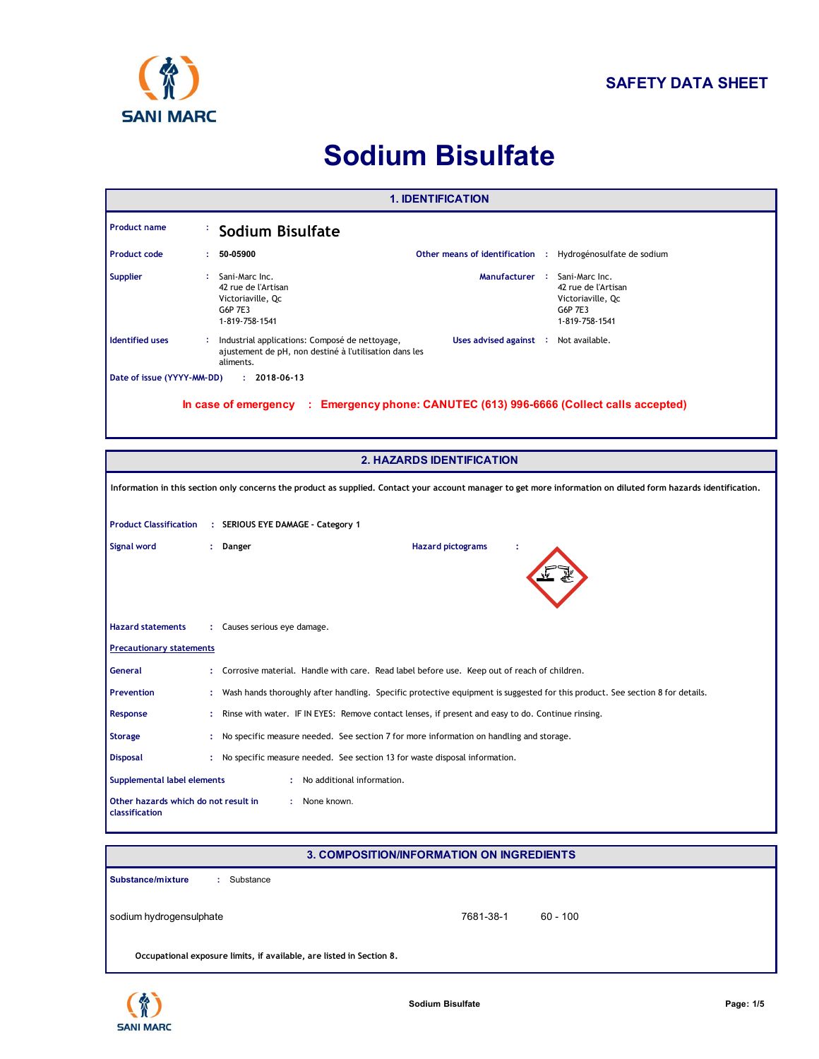SANI MARC

**SAFETY DATA SHEET**

# Sodium Bisulfate

## 1. IDENTIFICATION

**Product name** : **Sodium Bisulfate**

**Product code** : **50-05900**

**Other means of identification** : Hydrogénosulfate de sodium

**Supplier** : Sani-Marc Inc.
42 rue de l'Artisan
Victoriaville, Qc
G6P 7E3
1-819-758-1541

**Manufacturer** : Sani-Marc Inc.
42 rue de l'Artisan
Victoriaville, Qc
G6P 7E3
1-819-758-1541

**Identified uses** : Industrial applications: Composé de nettoyage, ajustement de pH, non destiné à l'utilisation dans les aliments.

**Uses advised against** : Not available.

**Date of issue (YYYY-MM-DD)** : **2018-06-13**

**In case of emergency : Emergency phone: CANUTEC (613) 996-6666 (Collect calls accepted)**

## 2. HAZARDS IDENTIFICATION

**Information in this section only concerns the product as supplied. Contact your account manager to get more information on diluted form hazards identification.**

**Product Classification** : **SERIOUS EYE DAMAGE - Category 1**

**Signal word** : **Danger**

**Hazard pictograms** :

**Hazard statements** : Causes serious eye damage.

**Precautionary statements**

**General** : Corrosive material. Handle with care. Read label before use. Keep out of reach of children.

**Prevention** : Wash hands thoroughly after handling. Specific protective equipment is suggested for this product. See section 8 for details.

**Response** : Rinse with water. IF IN EYES: Remove contact lenses, if present and easy to do. Continue rinsing.

**Storage** : No specific measure needed. See section 7 for more information on handling and storage.

**Disposal** : No specific measure needed. See section 13 for waste disposal information.

**Supplemental label elements** : No additional information.

**Other hazards which do not result in classification** : None known.

## 3. COMPOSITION/INFORMATION ON INGREDIENTS

**Substance/mixture** : Substance

| | | |
|---|---|---|
| sodium hydrogensulphate | 7681-38-1 | 60 - 100 |

**Occupational exposure limits, if available, are listed in Section 8.**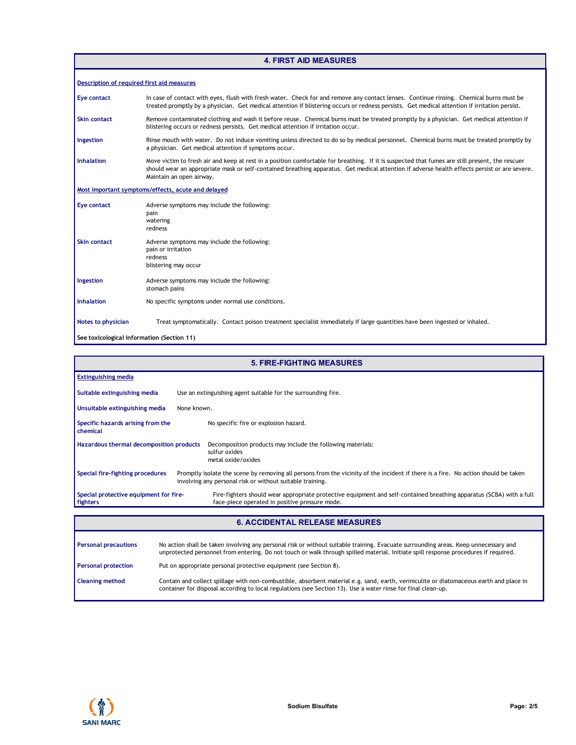## 4. FIRST AID MEASURES

**Description of required first aid measures**

**Eye contact**
In case of contact with eyes, flush with fresh water. Check for and remove any contact lenses. Continue rinsing. Chemical burns must be treated promptly by a physician. Get medical attention if blistering occurs or redness persists. Get medical attention if irritation persist.

**Skin contact**
Remove contaminated clothing and wash it before reuse. Chemical burns must be treated promptly by a physician. Get medical attention if blistering occurs or redness persists. Get medical attention if irritation occur.

**Ingestion**
Rinse mouth with water. Do not induce vomiting unless directed to do so by medical personnel. Chemical burns must be treated promptly by a physician. Get medical attention if symptoms occur.

**Inhalation**
Move victim to fresh air and keep at rest in a position comfortable for breathing. If it is suspected that fumes are still present, the rescuer should wear an appropriate mask or self-contained breathing apparatus. Get medical attention if adverse health effects persist or are severe. Maintain an open airway.

**Most important symptoms/effects, acute and delayed**

**Eye contact**
Adverse symptoms may include the following:
pain
watering
redness

**Skin contact**
Adverse symptoms may include the following:
pain or irritation
redness
blistering may occur

**Ingestion**
Adverse symptoms may include the following:
stomach pains

**Inhalation**
No specific symptoms under normal use conditions.

**Notes to physician**
Treat symptomatically. Contact poison treatment specialist immediately if large quantities have been ingested or inhaled.

**See toxicological information (Section 11)**

## 5. FIRE-FIGHTING MEASURES

**Extinguishing media**

**Suitable extinguishing media**
Use an extinguishing agent suitable for the surrounding fire.

**Unsuitable extinguishing media**
None known.

**Specific hazards arising from the chemical**
No specific fire or explosion hazard.

**Hazardous thermal decomposition products**
Decomposition products may include the following materials:
sulfur oxides
metal oxide/oxides

**Special fire-fighting procedures**
Promptly isolate the scene by removing all persons from the vicinity of the incident if there is a fire. No action should be taken involving any personal risk or without suitable training.

**Special protective equipment for fire-fighters**
Fire-fighters should wear appropriate protective equipment and self-contained breathing apparatus (SCBA) with a full face-piece operated in positive pressure mode.

## 6. ACCIDENTAL RELEASE MEASURES

**Personal precautions**
No action shall be taken involving any personal risk or without suitable training. Evacuate surrounding areas. Keep unnecessary and unprotected personnel from entering. Do not touch or walk through spilled material. Initiate spill response procedures if required.

**Personal protection**
Put on appropriate personal protective equipment (see Section 8).

**Cleaning method**
Contain and collect spillage with non-combustible, absorbent material e.g. sand, earth, vermiculite or diatomaceous earth and place in container for disposal according to local regulations (see Section 13). Use a water rinse for final clean-up.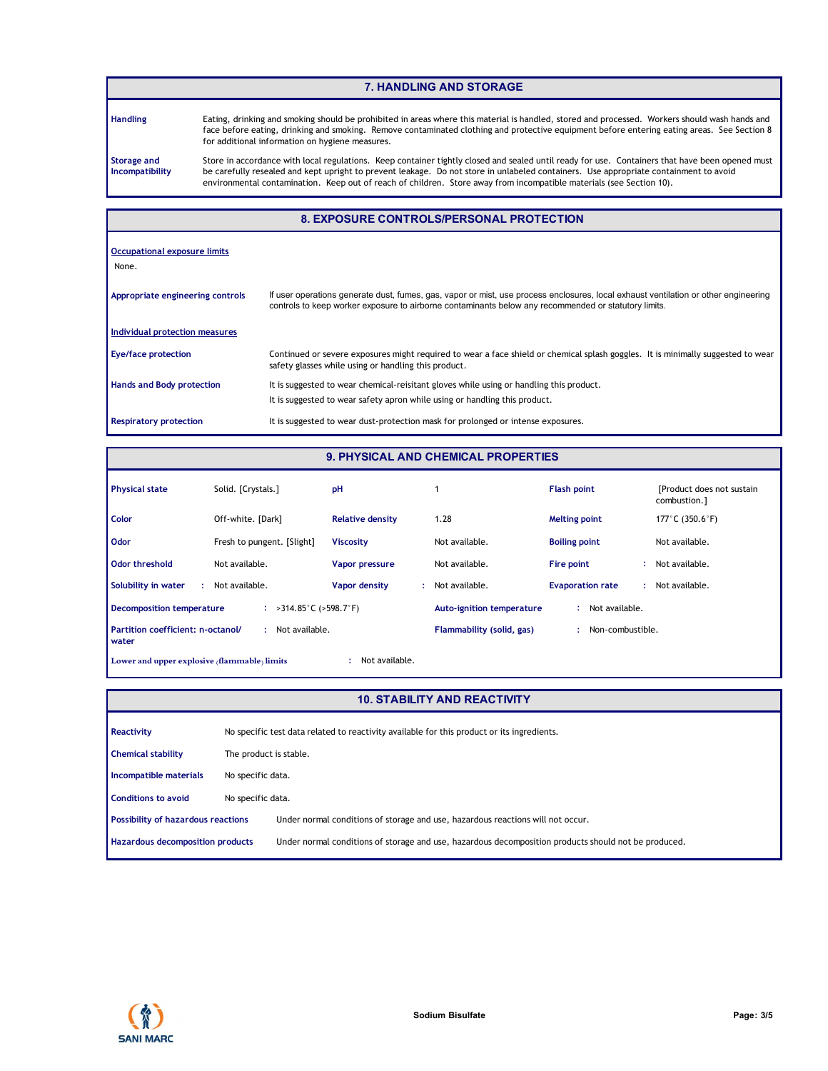## 7. HANDLING AND STORAGE

| | |
|---|---|
| **Handling** | Eating, drinking and smoking should be prohibited in areas where this material is handled, stored and processed. Workers should wash hands and face before eating, drinking and smoking. Remove contaminated clothing and protective equipment before entering eating areas. See Section 8 for additional information on hygiene measures. |
| **Storage and Incompatibility** | Store in accordance with local regulations. Keep container tightly closed and sealed until ready for use. Containers that have been opened must be carefully resealed and kept upright to prevent leakage. Do not store in unlabeled containers. Use appropriate containment to avoid environmental contamination. Keep out of reach of children. Store away from incompatible materials (see Section 10). |

## 8. EXPOSURE CONTROLS/PERSONAL PROTECTION

**Occupational exposure limits**

None.

**Appropriate engineering controls**: If user operations generate dust, fumes, gas, vapor or mist, use process enclosures, local exhaust ventilation or other engineering controls to keep worker exposure to airborne contaminants below any recommended or statutory limits.

**Individual protection measures**

| | |
|---|---|
| **Eye/face protection** | Continued or severe exposures might required to wear a face shield or chemical splash goggles. It is minimally suggested to wear safety glasses while using or handling this product. |
| **Hands and Body protection** | It is suggested to wear chemical-reisitant gloves while using or handling this product. It is suggested to wear safety apron while using or handling this product. |
| **Respiratory protection** | It is suggested to wear dust-protection mask for prolonged or intense exposures. |

## 9. PHYSICAL AND CHEMICAL PROPERTIES

| | | | | | |
|---|---|---|---|---|---|
| **Physical state** | Solid. [Crystals.] | **pH** | 1 | **Flash point** | [Product does not sustain combustion.] |
| **Color** | Off-white. [Dark] | **Relative density** | 1.28 | **Melting point** | 177°C (350.6°F) |
| **Odor** | Fresh to pungent. [Slight] | **Viscosity** | Not available. | **Boiling point** | Not available. |
| **Odor threshold** | Not available. | **Vapor pressure** | Not available. | **Fire point** | Not available. |
| **Solubility in water** | Not available. | **Vapor density** | Not available. | **Evaporation rate** | Not available. |

| | | | |
|---|---|---|---|
| **Decomposition temperature** | >314.85°C (>598.7°F) | **Auto-ignition temperature** | Not available. |
| **Partition coefficient: n-octanol/water** | Not available. | **Flammability (solid, gas)** | Non-combustible. |
| **Lower and upper explosive (flammable) limits** | Not available. | | |

## 10. STABILITY AND REACTIVITY

| | |
|---|---|
| **Reactivity** | No specific test data related to reactivity available for this product or its ingredients. |
| **Chemical stability** | The product is stable. |
| **Incompatible materials** | No specific data. |
| **Conditions to avoid** | No specific data. |
| **Possibility of hazardous reactions** | Under normal conditions of storage and use, hazardous reactions will not occur. |
| **Hazardous decomposition products** | Under normal conditions of storage and use, hazardous decomposition products should not be produced. |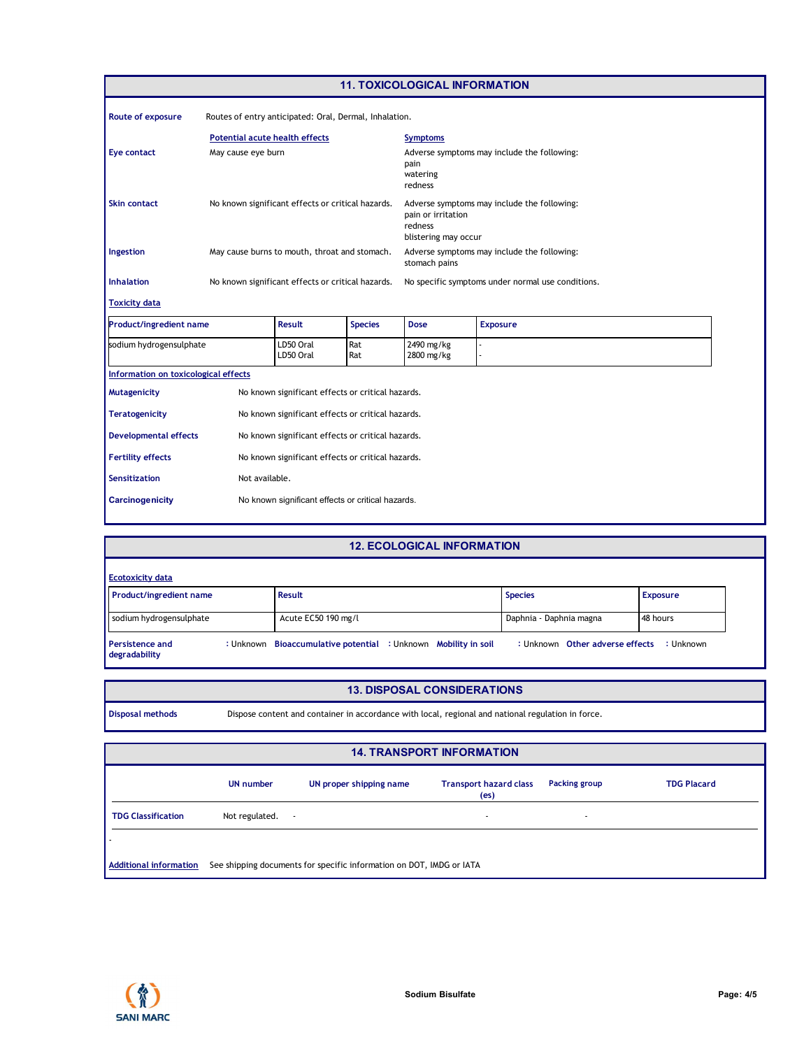## 11. TOXICOLOGICAL INFORMATION

**Route of exposure** Routes of entry anticipated: Oral, Dermal, Inhalation.

| | Potential acute health effects | Symptoms |
|---|---|---|
| **Eye contact** | May cause eye burn | Adverse symptoms may include the following:<br>pain<br>watering<br>redness |
| **Skin contact** | No known significant effects or critical hazards. | Adverse symptoms may include the following:<br>pain or irritation<br>redness<br>blistering may occur |
| **Ingestion** | May cause burns to mouth, throat and stomach. | Adverse symptoms may include the following:<br>stomach pains |
| **Inhalation** | No known significant effects or critical hazards. | No specific symptoms under normal use conditions. |

**Toxicity data**

| Product/ingredient name | Result | Species | Dose | Exposure |
|---|---|---|---|---|
| sodium hydrogensulphate | LD50 Oral<br>LD50 Oral | Rat<br>Rat | 2490 mg/kg<br>2800 mg/kg | -<br>- |

**Information on toxicological effects**

**Mutagenicity** No known significant effects or critical hazards.

**Teratogenicity** No known significant effects or critical hazards.

**Developmental effects** No known significant effects or critical hazards.

**Fertility effects** No known significant effects or critical hazards.

**Sensitization** Not available.

**Carcinogenicity** No known significant effects or critical hazards.

## 12. ECOLOGICAL INFORMATION

**Ecotoxicity data**

| Product/ingredient name | Result | Species | Exposure |
|---|---|---|---|
| sodium hydrogensulphate | Acute EC50 190 mg/l | Daphnia - Daphnia magna | 48 hours |

**Persistence and degradability** : Unknown **Bioaccumulative potential** : Unknown **Mobility in soil** : Unknown **Other adverse effects** : Unknown

## 13. DISPOSAL CONSIDERATIONS

**Disposal methods** Dispose content and container in accordance with local, regional and national regulation in force.

## 14. TRANSPORT INFORMATION

| | UN number | UN proper shipping name | Transport hazard class (es) | Packing group | TDG Placard |
|---|---|---|---|---|---|
| **TDG Classification** | Not regulated. | - | - | - | |

-

**Additional information** See shipping documents for specific information on DOT, IMDG or IATA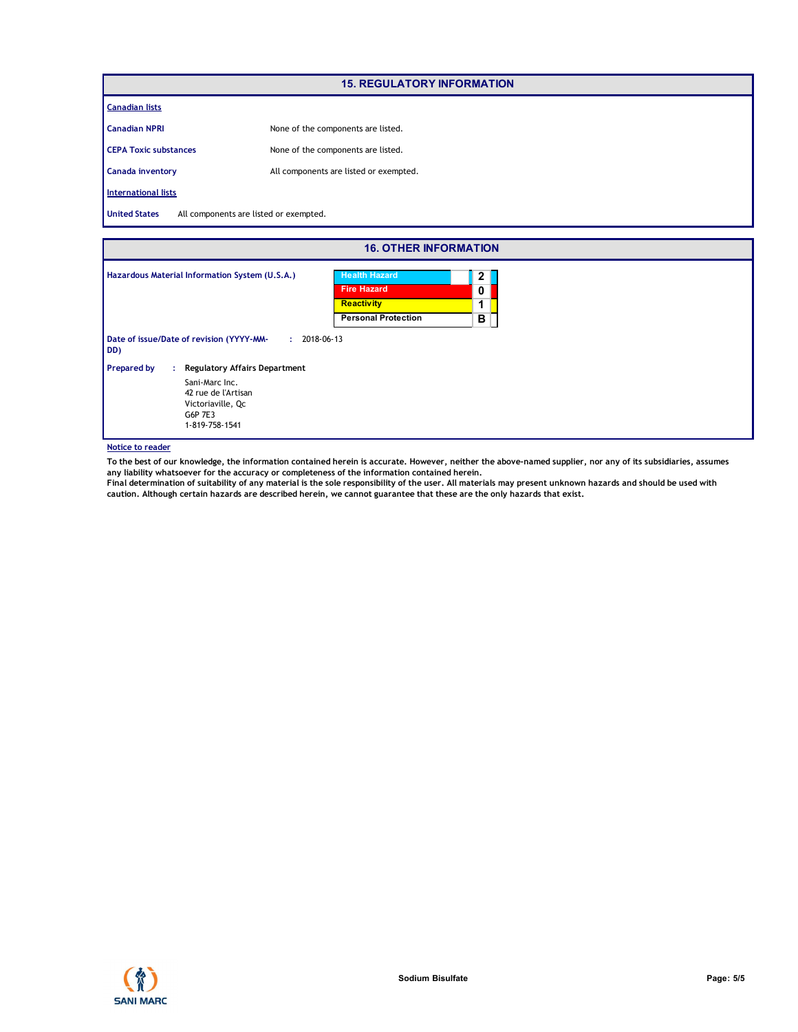## 15. REGULATORY INFORMATION

**Canadian lists**

| | |
|---|---|
| **Canadian NPRI** | None of the components are listed. |
| **CEPA Toxic substances** | None of the components are listed. |
| **Canada inventory** | All components are listed or exempted. |

**International lists**

**United States** All components are listed or exempted.

## 16. OTHER INFORMATION

**Hazardous Material Information System (U.S.A.)**

| | |
|---|---|
| Health Hazard | 2 |
| Fire Hazard | 0 |
| Reactivity | 1 |
| Personal Protection | B |

**Date of issue/Date of revision (YYYY-MM-DD)** : 2018-06-13

**Prepared by** : **Regulatory Affairs Department**

Sani-Marc Inc.
42 rue de l'Artisan
Victoriaville, Qc
G6P 7E3
1-819-758-1541

**Notice to reader**

**To the best of our knowledge, the information contained herein is accurate. However, neither the above-named supplier, nor any of its subsidiaries, assumes any liability whatsoever for the accuracy or completeness of the information contained herein.**
**Final determination of suitability of any material is the sole responsibility of the user. All materials may present unknown hazards and should be used with caution. Although certain hazards are described herein, we cannot guarantee that these are the only hazards that exist.**